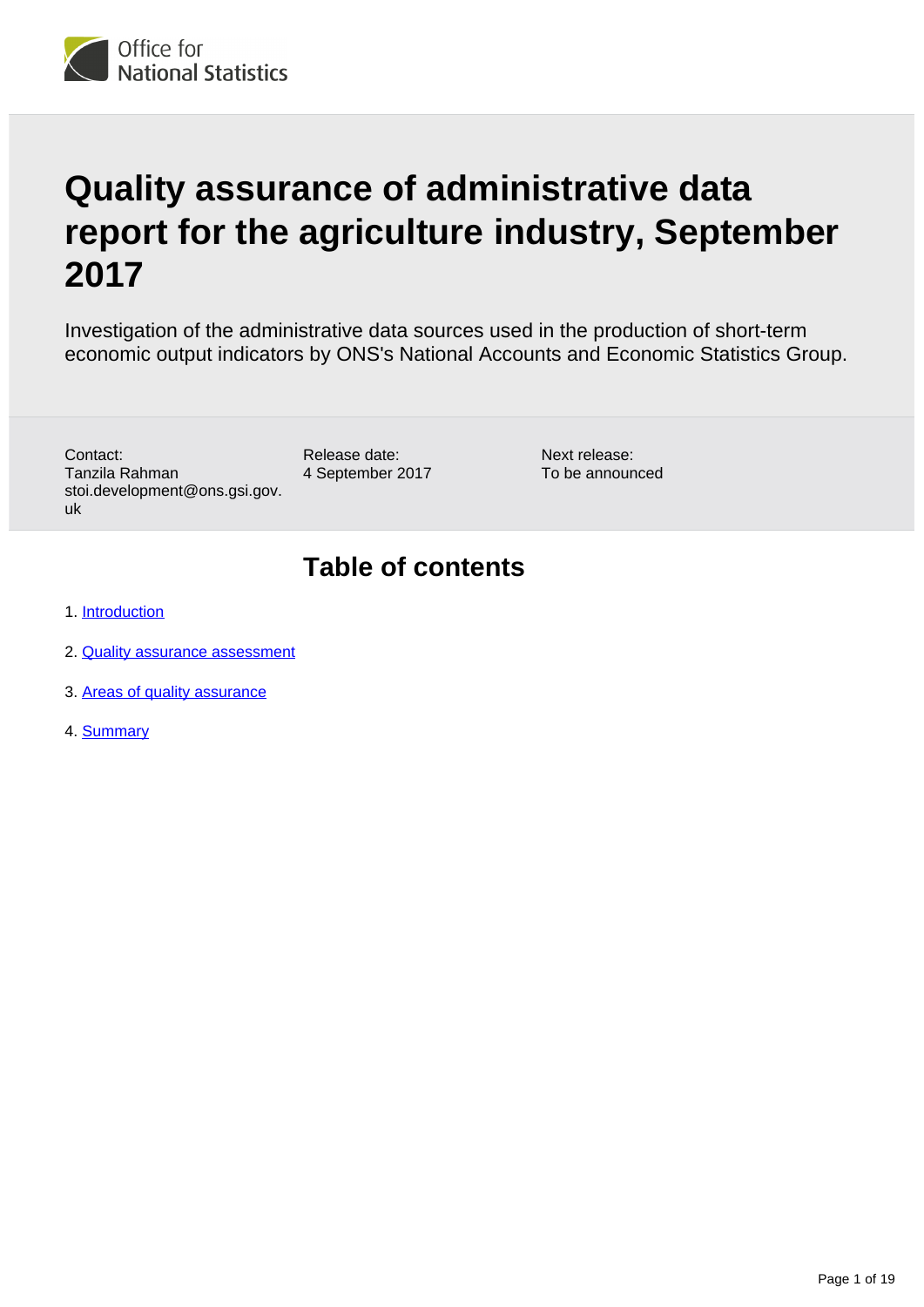# Quality assurance of administrative data report for the agriculture industry, September 2017

Investigation of the administrative data sources used in the production of short-term economic output indicators by ONS's National Accounts and Economic Statistics Group.

Contact:
Tanzila Rahman
stoi.development@ons.gsi.gov.uk

Release date:
4 September 2017

Next release:
To be announced

## Table of contents

1. Introduction
2. Quality assurance assessment
3. Areas of quality assurance
4. Summary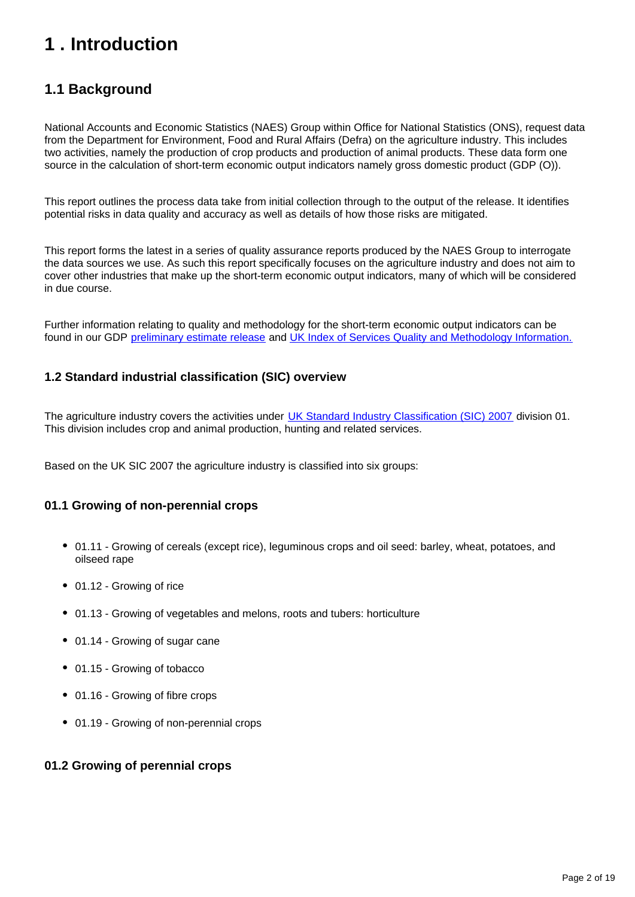# 1 . Introduction

## 1.1 Background

National Accounts and Economic Statistics (NAES) Group within Office for National Statistics (ONS), request data from the Department for Environment, Food and Rural Affairs (Defra) on the agriculture industry. This includes two activities, namely the production of crop products and production of animal products. These data form one source in the calculation of short-term economic output indicators namely gross domestic product (GDP (O)).

This report outlines the process data take from initial collection through to the output of the release. It identifies potential risks in data quality and accuracy as well as details of how those risks are mitigated.

This report forms the latest in a series of quality assurance reports produced by the NAES Group to interrogate the data sources we use. As such this report specifically focuses on the agriculture industry and does not aim to cover other industries that make up the short-term economic output indicators, many of which will be considered in due course.

Further information relating to quality and methodology for the short-term economic output indicators can be found in our GDP [preliminary estimate release](#) and [UK Index of Services Quality and Methodology Information.](#)

### 1.2 Standard industrial classification (SIC) overview

The agriculture industry covers the activities under [UK Standard Industry Classification (SIC) 2007](#) division 01. This division includes crop and animal production, hunting and related services.

Based on the UK SIC 2007 the agriculture industry is classified into six groups:

### 01.1 Growing of non-perennial crops

- 01.11 - Growing of cereals (except rice), leguminous crops and oil seed: barley, wheat, potatoes, and oilseed rape
- 01.12 - Growing of rice
- 01.13 - Growing of vegetables and melons, roots and tubers: horticulture
- 01.14 - Growing of sugar cane
- 01.15 - Growing of tobacco
- 01.16 - Growing of fibre crops
- 01.19 - Growing of non-perennial crops

### 01.2 Growing of perennial crops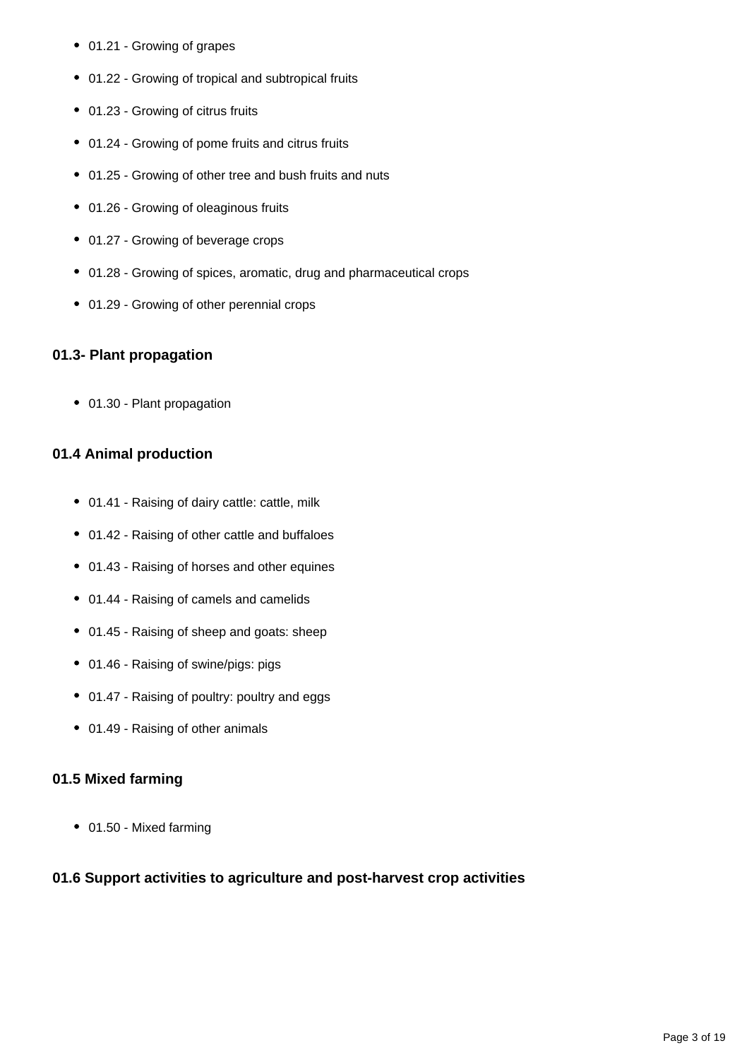- 01.21 - Growing of grapes
- 01.22 - Growing of tropical and subtropical fruits
- 01.23 - Growing of citrus fruits
- 01.24 - Growing of pome fruits and citrus fruits
- 01.25 - Growing of other tree and bush fruits and nuts
- 01.26 - Growing of oleaginous fruits
- 01.27 - Growing of beverage crops
- 01.28 - Growing of spices, aromatic, drug and pharmaceutical crops
- 01.29 - Growing of other perennial crops

### 01.3- Plant propagation

- 01.30 - Plant propagation

### 01.4 Animal production

- 01.41 - Raising of dairy cattle: cattle, milk
- 01.42 - Raising of other cattle and buffaloes
- 01.43 - Raising of horses and other equines
- 01.44 - Raising of camels and camelids
- 01.45 - Raising of sheep and goats: sheep
- 01.46 - Raising of swine/pigs: pigs
- 01.47 - Raising of poultry: poultry and eggs
- 01.49 - Raising of other animals

### 01.5 Mixed farming

- 01.50 - Mixed farming

### 01.6 Support activities to agriculture and post-harvest crop activities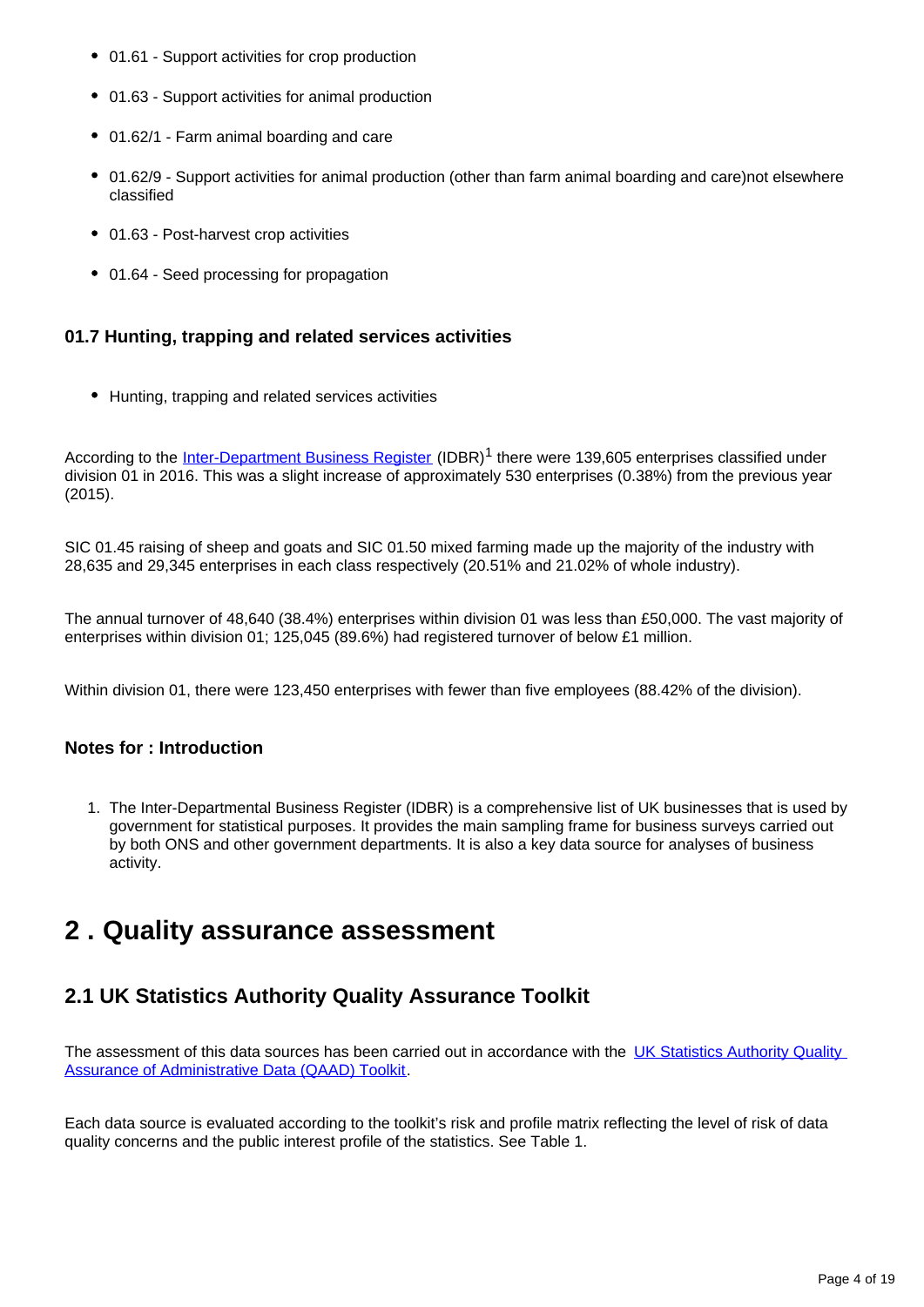- 01.61 - Support activities for crop production
- 01.63 - Support activities for animal production
- 01.62/1 - Farm animal boarding and care
- 01.62/9 - Support activities for animal production (other than farm animal boarding and care)not elsewhere classified
- 01.63 - Post-harvest crop activities
- 01.64 - Seed processing for propagation

### 01.7 Hunting, trapping and related services activities

- Hunting, trapping and related services activities

According to the Inter-Department Business Register (IDBR)[1] there were 139,605 enterprises classified under division 01 in 2016. This was a slight increase of approximately 530 enterprises (0.38%) from the previous year (2015).

SIC 01.45 raising of sheep and goats and SIC 01.50 mixed farming made up the majority of the industry with 28,635 and 29,345 enterprises in each class respectively (20.51% and 21.02% of whole industry).

The annual turnover of 48,640 (38.4%) enterprises within division 01 was less than £50,000. The vast majority of enterprises within division 01; 125,045 (89.6%) had registered turnover of below £1 million.

Within division 01, there were 123,450 enterprises with fewer than five employees (88.42% of the division).

### Notes for : Introduction

1. The Inter-Departmental Business Register (IDBR) is a comprehensive list of UK businesses that is used by government for statistical purposes. It provides the main sampling frame for business surveys carried out by both ONS and other government departments. It is also a key data source for analyses of business activity.

# 2 . Quality assurance assessment

## 2.1 UK Statistics Authority Quality Assurance Toolkit

The assessment of this data sources has been carried out in accordance with the UK Statistics Authority Quality Assurance of Administrative Data (QAAD) Toolkit.

Each data source is evaluated according to the toolkit's risk and profile matrix reflecting the level of risk of data quality concerns and the public interest profile of the statistics. See Table 1.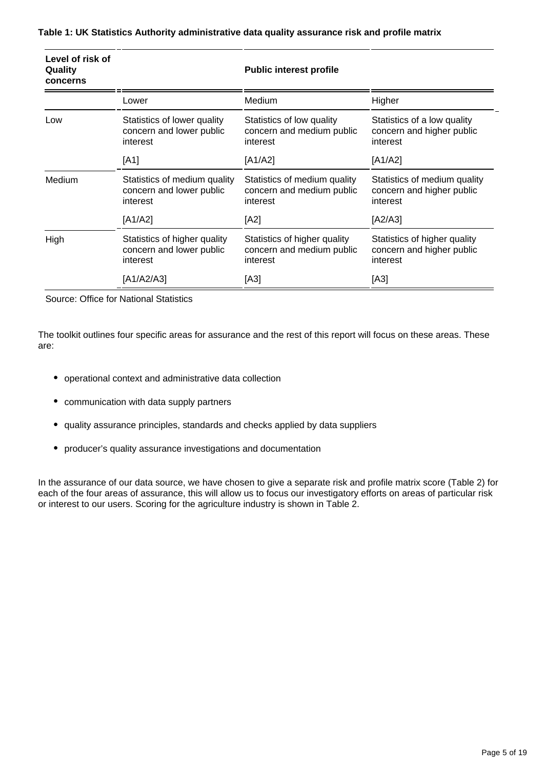**Table 1: UK Statistics Authority administrative data quality assurance risk and profile matrix**

| Level of risk of Quality concerns | Public interest profile | | |
|---|---|---|---|
| | Lower | Medium | Higher |
| Low | Statistics of lower quality concern and lower public interest [A1] | Statistics of low quality concern and medium public interest [A1/A2] | Statistics of a low quality concern and higher public interest [A1/A2] |
| Medium | Statistics of medium quality concern and lower public interest [A1/A2] | Statistics of medium quality concern and medium public interest [A2] | Statistics of medium quality concern and higher public interest [A2/A3] |
| High | Statistics of higher quality concern and lower public interest [A1/A2/A3] | Statistics of higher quality concern and medium public interest [A3] | Statistics of higher quality concern and higher public interest [A3] |

Source: Office for National Statistics

The toolkit outlines four specific areas for assurance and the rest of this report will focus on these areas. These are:

- operational context and administrative data collection
- communication with data supply partners
- quality assurance principles, standards and checks applied by data suppliers
- producer's quality assurance investigations and documentation

In the assurance of our data source, we have chosen to give a separate risk and profile matrix score (Table 2) for each of the four areas of assurance, this will allow us to focus our investigatory efforts on areas of particular risk or interest to our users. Scoring for the agriculture industry is shown in Table 2.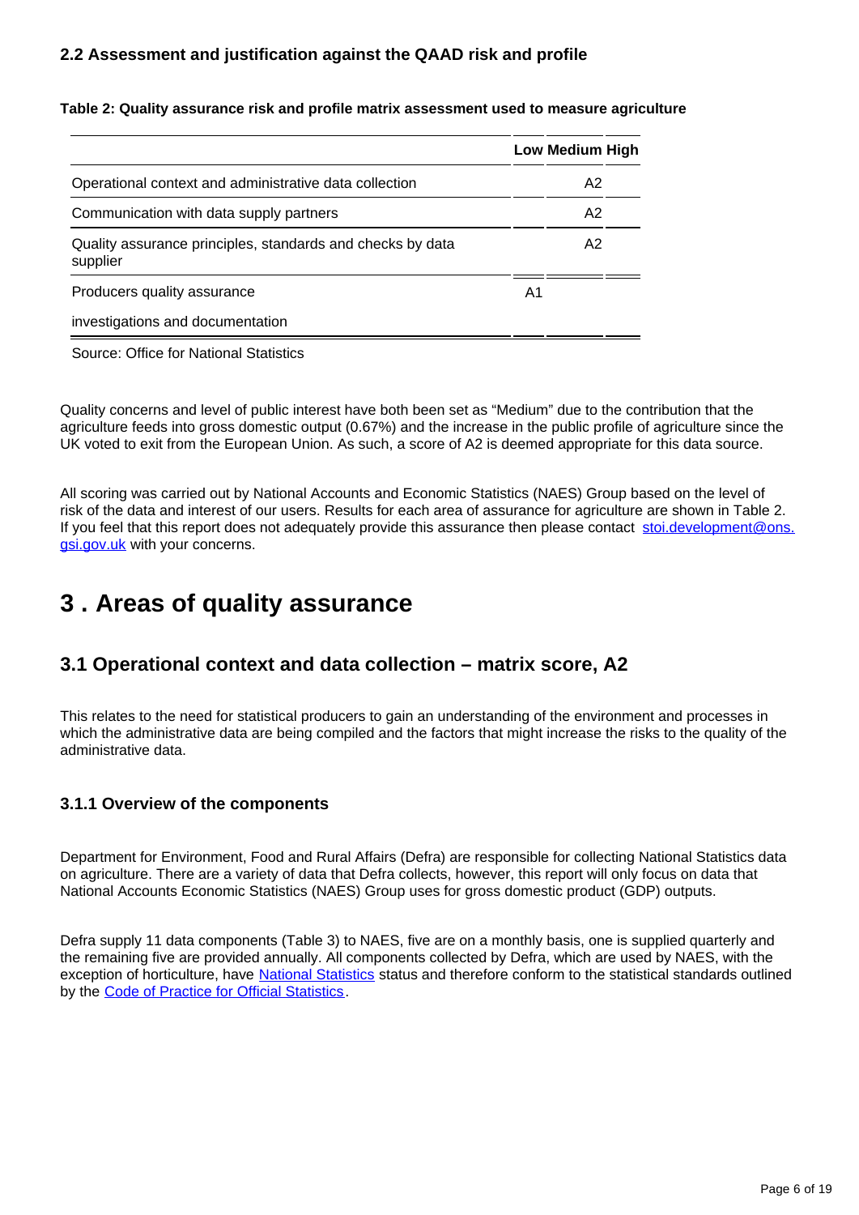### 2.2 Assessment and justification against the QAAD risk and profile

**Table 2: Quality assurance risk and profile matrix assessment used to measure agriculture**

| | Low | Medium | High |
|---|---|---|---|
| Operational context and administrative data collection | | A2 | |
| Communication with data supply partners | | A2 | |
| Quality assurance principles, standards and checks by data supplier | | A2 | |
| Producers quality assurance investigations and documentation | A1 | | |

Source: Office for National Statistics

Quality concerns and level of public interest have both been set as “Medium” due to the contribution that the agriculture feeds into gross domestic output (0.67%) and the increase in the public profile of agriculture since the UK voted to exit from the European Union. As such, a score of A2 is deemed appropriate for this data source.

All scoring was carried out by National Accounts and Economic Statistics (NAES) Group based on the level of risk of the data and interest of our users. Results for each area of assurance for agriculture are shown in Table 2. If you feel that this report does not adequately provide this assurance then please contact stoi.development@ons.gsi.gov.uk with your concerns.

## 3 . Areas of quality assurance

### 3.1 Operational context and data collection – matrix score, A2

This relates to the need for statistical producers to gain an understanding of the environment and processes in which the administrative data are being compiled and the factors that might increase the risks to the quality of the administrative data.

#### 3.1.1 Overview of the components

Department for Environment, Food and Rural Affairs (Defra) are responsible for collecting National Statistics data on agriculture. There are a variety of data that Defra collects, however, this report will only focus on data that National Accounts Economic Statistics (NAES) Group uses for gross domestic product (GDP) outputs.

Defra supply 11 data components (Table 3) to NAES, five are on a monthly basis, one is supplied quarterly and the remaining five are provided annually. All components collected by Defra, which are used by NAES, with the exception of horticulture, have National Statistics status and therefore conform to the statistical standards outlined by the Code of Practice for Official Statistics.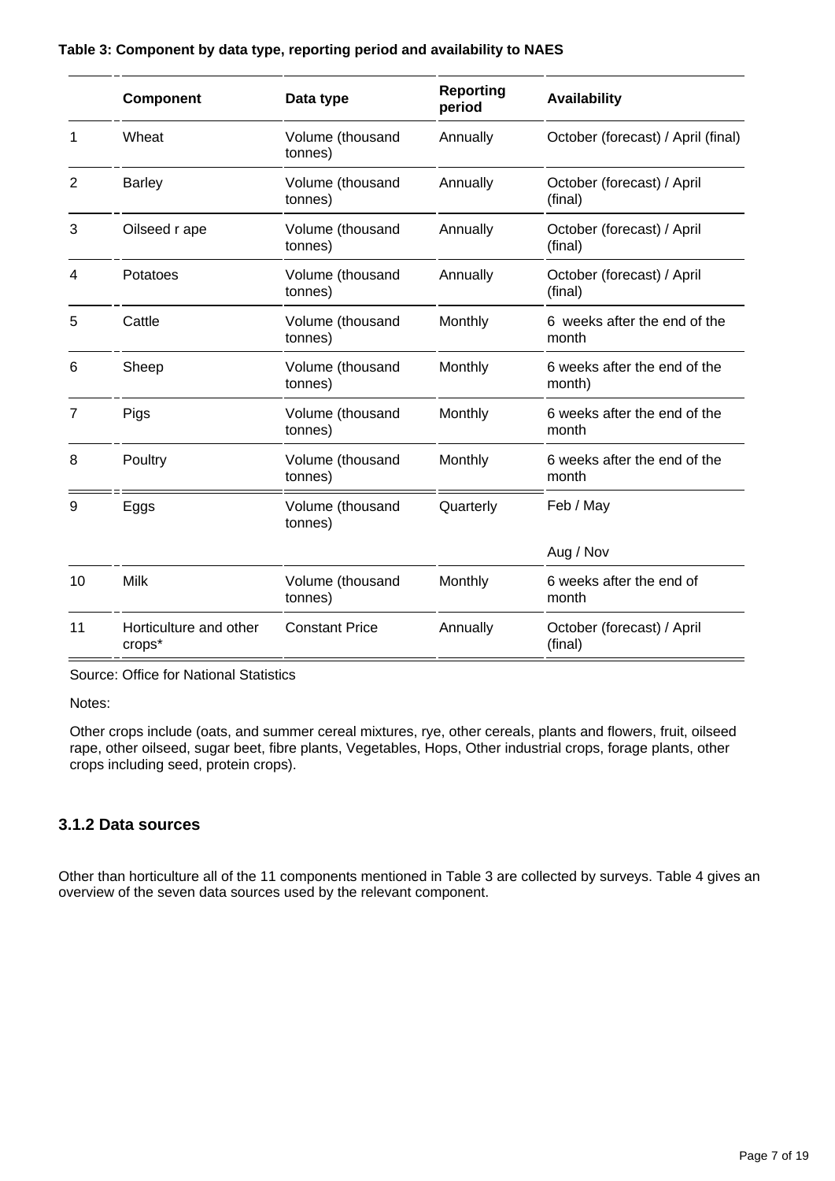**Table 3: Component by data type, reporting period and availability to NAES**

| | Component | Data type | Reporting period | Availability |
|---|---|---|---|---|
| 1 | Wheat | Volume (thousand tonnes) | Annually | October (forecast) / April (final) |
| 2 | Barley | Volume (thousand tonnes) | Annually | October (forecast) / April (final) |
| 3 | Oilseed r ape | Volume (thousand tonnes) | Annually | October (forecast) / April (final) |
| 4 | Potatoes | Volume (thousand tonnes) | Annually | October (forecast) / April (final) |
| 5 | Cattle | Volume (thousand tonnes) | Monthly | 6 weeks after the end of the month |
| 6 | Sheep | Volume (thousand tonnes) | Monthly | 6 weeks after the end of the month) |
| 7 | Pigs | Volume (thousand tonnes) | Monthly | 6 weeks after the end of the month |
| 8 | Poultry | Volume (thousand tonnes) | Monthly | 6 weeks after the end of the month |
| 9 | Eggs | Volume (thousand tonnes) | Quarterly | Feb / May<br>Aug / Nov |
| 10 | Milk | Volume (thousand tonnes) | Monthly | 6 weeks after the end of month |
| 11 | Horticulture and other crops* | Constant Price | Annually | October (forecast) / April (final) |

Source: Office for National Statistics

Notes:

Other crops include (oats, and summer cereal mixtures, rye, other cereals, plants and flowers, fruit, oilseed rape, other oilseed, sugar beet, fibre plants, Vegetables, Hops, Other industrial crops, forage plants, other crops including seed, protein crops).

### 3.1.2 Data sources

Other than horticulture all of the 11 components mentioned in Table 3 are collected by surveys. Table 4 gives an overview of the seven data sources used by the relevant component.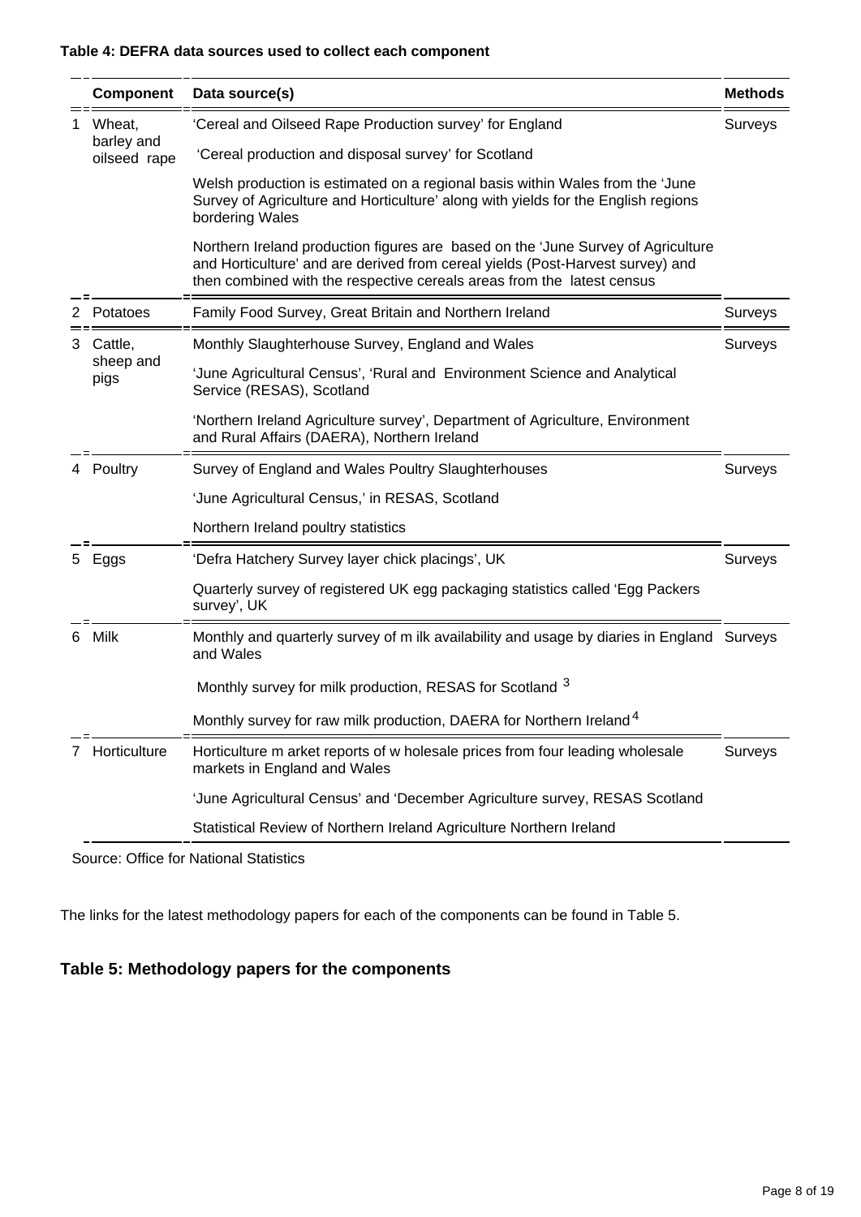**Table 4: DEFRA data sources used to collect each component**

| | Component | Data source(s) | Methods |
|---|---|---|---|
| 1 | Wheat, barley and oilseed rape | 'Cereal and Oilseed Rape Production survey' for England | Surveys |
| | | 'Cereal production and disposal survey' for Scotland | |
| | | Welsh production is estimated on a regional basis within Wales from the 'June Survey of Agriculture and Horticulture' along with yields for the English regions bordering Wales | |
| | | Northern Ireland production figures are based on the 'June Survey of Agriculture and Horticulture' and are derived from cereal yields (Post-Harvest survey) and then combined with the respective cereals areas from the latest census | |
| 2 | Potatoes | Family Food Survey, Great Britain and Northern Ireland | Surveys |
| 3 | Cattle, sheep and pigs | Monthly Slaughterhouse Survey, England and Wales | Surveys |
| | | 'June Agricultural Census', 'Rural and Environment Science and Analytical Service (RESAS), Scotland | |
| | | 'Northern Ireland Agriculture survey', Department of Agriculture, Environment and Rural Affairs (DAERA), Northern Ireland | |
| 4 | Poultry | Survey of England and Wales Poultry Slaughterhouses | Surveys |
| | | 'June Agricultural Census,' in RESAS, Scotland | |
| | | Northern Ireland poultry statistics | |
| 5 | Eggs | 'Defra Hatchery Survey layer chick placings', UK | Surveys |
| | | Quarterly survey of registered UK egg packaging statistics called 'Egg Packers survey', UK | |
| 6 | Milk | Monthly and quarterly survey of milk availability and usage by diaries in England and Wales | Surveys |
| | | Monthly survey for milk production, RESAS for Scotland [3] | |
| | | Monthly survey for raw milk production, DAERA for Northern Ireland [4] | |
| 7 | Horticulture | Horticulture market reports of wholesale prices from four leading wholesale markets in England and Wales | Surveys |
| | | 'June Agricultural Census' and 'December Agriculture survey, RESAS Scotland | |
| | | Statistical Review of Northern Ireland Agriculture Northern Ireland | |

Source: Office for National Statistics

The links for the latest methodology papers for each of the components can be found in Table 5.

### Table 5: Methodology papers for the components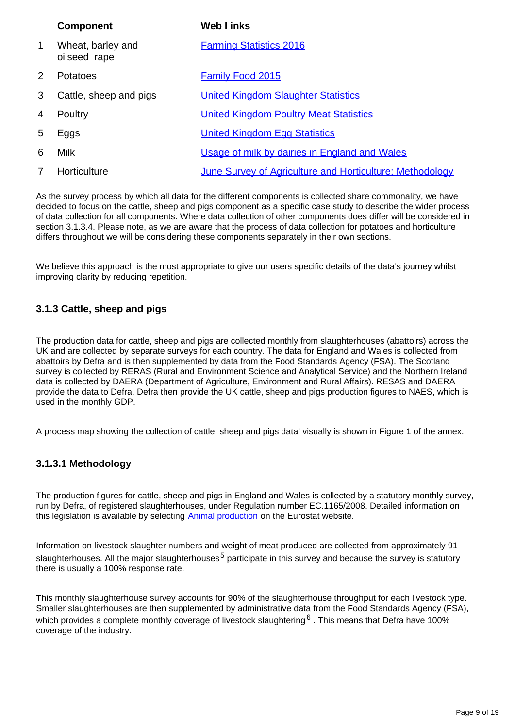|   | Component | Web l inks |
|---|---|---|
| 1 | Wheat, barley and oilseed rape | Farming Statistics 2016 |
| 2 | Potatoes | Family Food 2015 |
| 3 | Cattle, sheep and pigs | United Kingdom Slaughter Statistics |
| 4 | Poultry | United Kingdom Poultry Meat Statistics |
| 5 | Eggs | United Kingdom Egg Statistics |
| 6 | Milk | Usage of milk by dairies in England and Wales |
| 7 | Horticulture | June Survey of Agriculture and Horticulture: Methodology |

As the survey process by which all data for the different components is collected share commonality, we have decided to focus on the cattle, sheep and pigs component as a specific case study to describe the wider process of data collection for all components. Where data collection of other components does differ will be considered in section 3.1.3.4. Please note, as we are aware that the process of data collection for potatoes and horticulture differs throughout we will be considering these components separately in their own sections.

We believe this approach is the most appropriate to give our users specific details of the data's journey whilst improving clarity by reducing repetition.

### 3.1.3 Cattle, sheep and pigs

The production data for cattle, sheep and pigs are collected monthly from slaughterhouses (abattoirs) across the UK and are collected by separate surveys for each country. The data for England and Wales is collected from abattoirs by Defra and is then supplemented by data from the Food Standards Agency (FSA). The Scotland survey is collected by RERAS (Rural and Environment Science and Analytical Service) and the Northern Ireland data is collected by DAERA (Department of Agriculture, Environment and Rural Affairs). RESAS and DAERA provide the data to Defra. Defra then provide the UK cattle, sheep and pigs production figures to NAES, which is used in the monthly GDP.

A process map showing the collection of cattle, sheep and pigs data' visually is shown in Figure 1 of the annex.

### 3.1.3.1 Methodology

The production figures for cattle, sheep and pigs in England and Wales is collected by a statutory monthly survey, run by Defra, of registered slaughterhouses, under Regulation number EC.1165/2008. Detailed information on this legislation is available by selecting Animal production on the Eurostat website.

Information on livestock slaughter numbers and weight of meat produced are collected from approximately 91 slaughterhouses. All the major slaughterhouses[5] participate in this survey and because the survey is statutory there is usually a 100% response rate.

This monthly slaughterhouse survey accounts for 90% of the slaughterhouse throughput for each livestock type. Smaller slaughterhouses are then supplemented by administrative data from the Food Standards Agency (FSA), which provides a complete monthly coverage of livestock slaughtering[6] . This means that Defra have 100% coverage of the industry.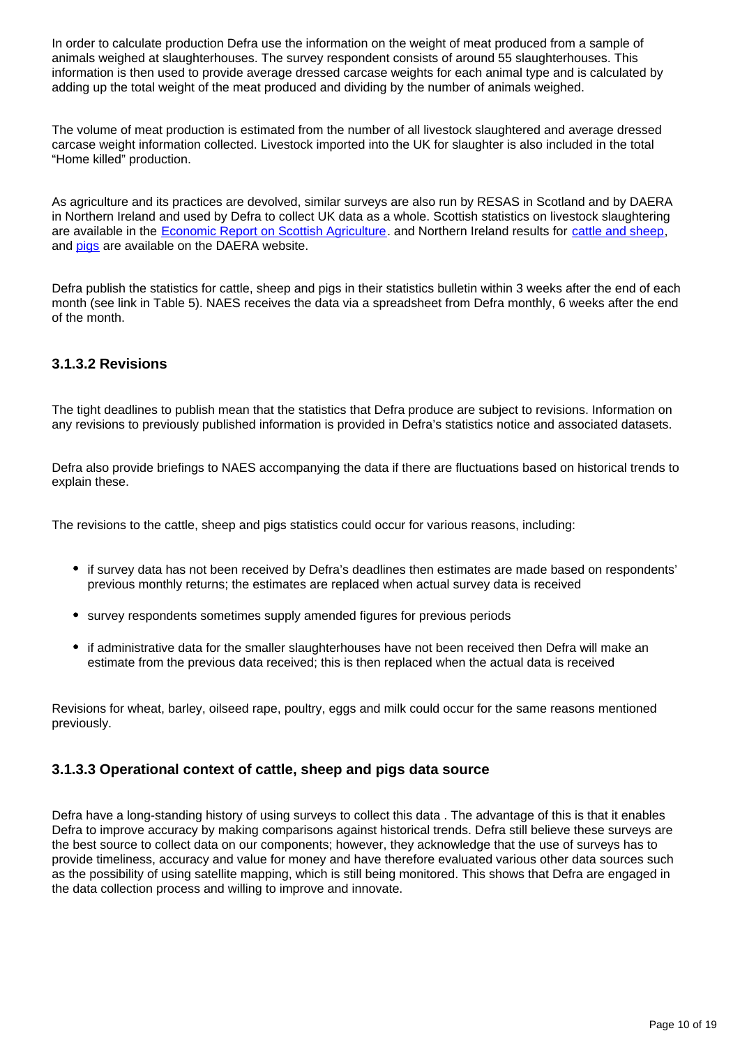In order to calculate production Defra use the information on the weight of meat produced from a sample of animals weighed at slaughterhouses. The survey respondent consists of around 55 slaughterhouses. This information is then used to provide average dressed carcase weights for each animal type and is calculated by adding up the total weight of the meat produced and dividing by the number of animals weighed.

The volume of meat production is estimated from the number of all livestock slaughtered and average dressed carcase weight information collected. Livestock imported into the UK for slaughter is also included in the total "Home killed" production.

As agriculture and its practices are devolved, similar surveys are also run by RESAS in Scotland and by DAERA in Northern Ireland and used by Defra to collect UK data as a whole. Scottish statistics on livestock slaughtering are available in the Economic Report on Scottish Agriculture. and Northern Ireland results for cattle and sheep, and pigs are available on the DAERA website.

Defra publish the statistics for cattle, sheep and pigs in their statistics bulletin within 3 weeks after the end of each month (see link in Table 5). NAES receives the data via a spreadsheet from Defra monthly, 6 weeks after the end of the month.

### 3.1.3.2 Revisions

The tight deadlines to publish mean that the statistics that Defra produce are subject to revisions. Information on any revisions to previously published information is provided in Defra's statistics notice and associated datasets.

Defra also provide briefings to NAES accompanying the data if there are fluctuations based on historical trends to explain these.

The revisions to the cattle, sheep and pigs statistics could occur for various reasons, including:

- if survey data has not been received by Defra's deadlines then estimates are made based on respondents' previous monthly returns; the estimates are replaced when actual survey data is received
- survey respondents sometimes supply amended figures for previous periods
- if administrative data for the smaller slaughterhouses have not been received then Defra will make an estimate from the previous data received; this is then replaced when the actual data is received

Revisions for wheat, barley, oilseed rape, poultry, eggs and milk could occur for the same reasons mentioned previously.

### 3.1.3.3 Operational context of cattle, sheep and pigs data source

Defra have a long-standing history of using surveys to collect this data . The advantage of this is that it enables Defra to improve accuracy by making comparisons against historical trends. Defra still believe these surveys are the best source to collect data on our components; however, they acknowledge that the use of surveys has to provide timeliness, accuracy and value for money and have therefore evaluated various other data sources such as the possibility of using satellite mapping, which is still being monitored. This shows that Defra are engaged in the data collection process and willing to improve and innovate.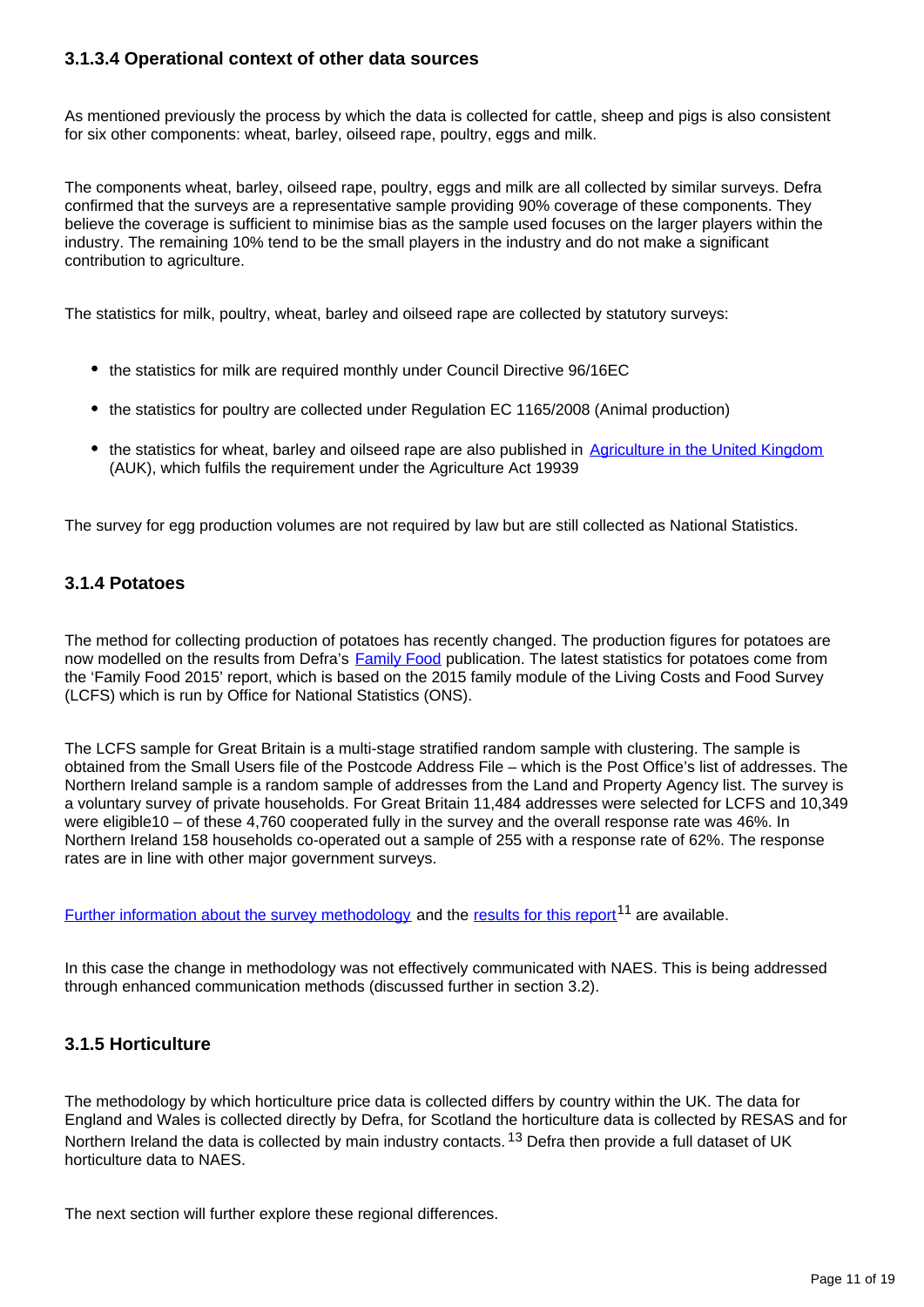### 3.1.3.4 Operational context of other data sources

As mentioned previously the process by which the data is collected for cattle, sheep and pigs is also consistent for six other components: wheat, barley, oilseed rape, poultry, eggs and milk.

The components wheat, barley, oilseed rape, poultry, eggs and milk are all collected by similar surveys. Defra confirmed that the surveys are a representative sample providing 90% coverage of these components. They believe the coverage is sufficient to minimise bias as the sample used focuses on the larger players within the industry. The remaining 10% tend to be the small players in the industry and do not make a significant contribution to agriculture.

The statistics for milk, poultry, wheat, barley and oilseed rape are collected by statutory surveys:

- the statistics for milk are required monthly under Council Directive 96/16EC
- the statistics for poultry are collected under Regulation EC 1165/2008 (Animal production)
- the statistics for wheat, barley and oilseed rape are also published in Agriculture in the United Kingdom (AUK), which fulfils the requirement under the Agriculture Act 19939

The survey for egg production volumes are not required by law but are still collected as National Statistics.

### 3.1.4 Potatoes

The method for collecting production of potatoes has recently changed. The production figures for potatoes are now modelled on the results from Defra's Family Food publication. The latest statistics for potatoes come from the 'Family Food 2015' report, which is based on the 2015 family module of the Living Costs and Food Survey (LCFS) which is run by Office for National Statistics (ONS).

The LCFS sample for Great Britain is a multi-stage stratified random sample with clustering. The sample is obtained from the Small Users file of the Postcode Address File – which is the Post Office's list of addresses. The Northern Ireland sample is a random sample of addresses from the Land and Property Agency list. The survey is a voluntary survey of private households. For Great Britain 11,484 addresses were selected for LCFS and 10,349 were eligible10 – of these 4,760 cooperated fully in the survey and the overall response rate was 46%. In Northern Ireland 158 households co-operated out a sample of 255 with a response rate of 62%. The response rates are in line with other major government surveys.

Further information about the survey methodology and the results for this report[11] are available.

In this case the change in methodology was not effectively communicated with NAES. This is being addressed through enhanced communication methods (discussed further in section 3.2).

### 3.1.5 Horticulture

The methodology by which horticulture price data is collected differs by country within the UK. The data for England and Wales is collected directly by Defra, for Scotland the horticulture data is collected by RESAS and for Northern Ireland the data is collected by main industry contacts.[13] Defra then provide a full dataset of UK horticulture data to NAES.

The next section will further explore these regional differences.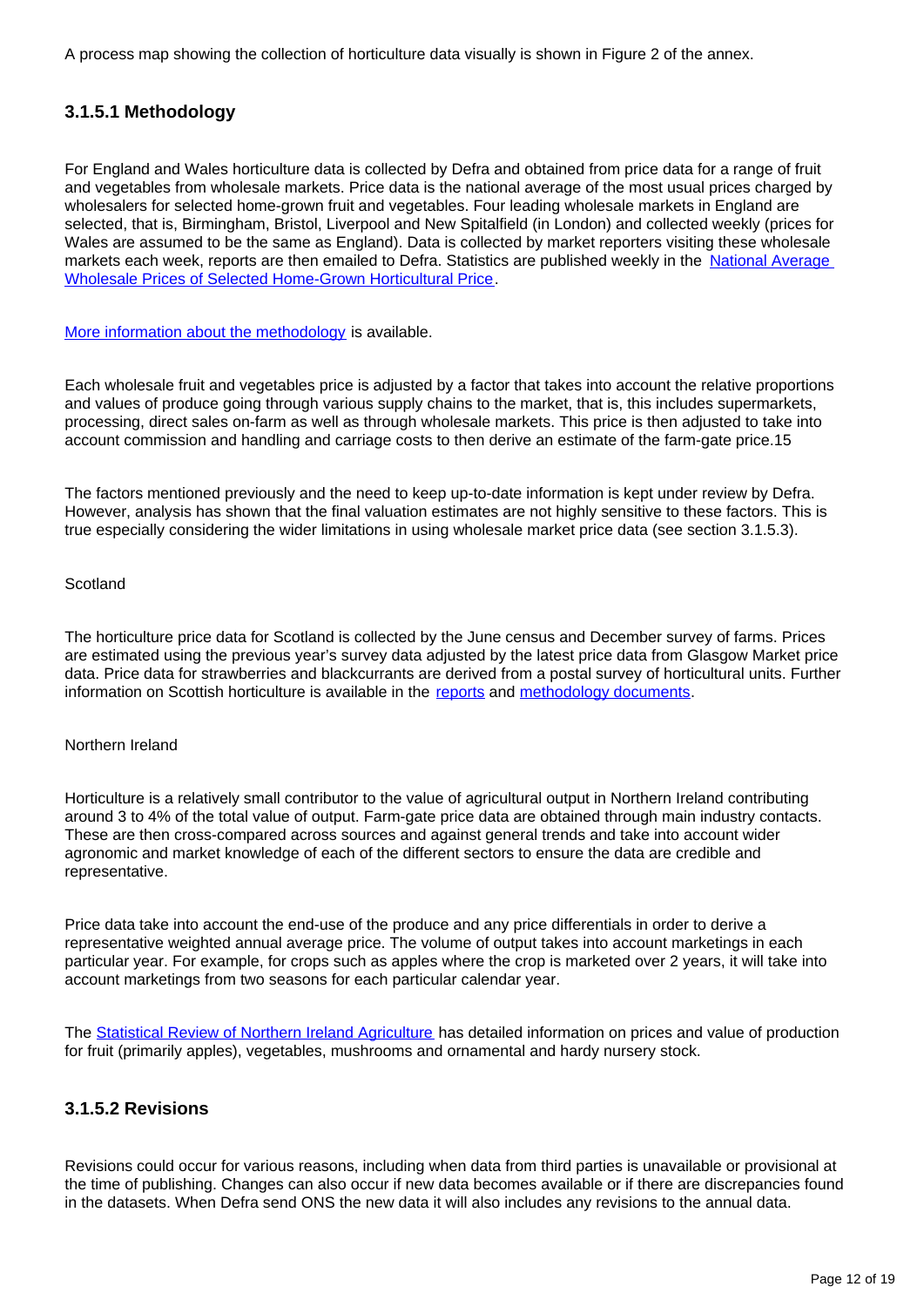A process map showing the collection of horticulture data visually is shown in Figure 2 of the annex.

### 3.1.5.1 Methodology

For England and Wales horticulture data is collected by Defra and obtained from price data for a range of fruit and vegetables from wholesale markets. Price data is the national average of the most usual prices charged by wholesalers for selected home-grown fruit and vegetables. Four leading wholesale markets in England are selected, that is, Birmingham, Bristol, Liverpool and New Spitalfield (in London) and collected weekly (prices for Wales are assumed to be the same as England). Data is collected by market reporters visiting these wholesale markets each week, reports are then emailed to Defra. Statistics are published weekly in the National Average Wholesale Prices of Selected Home-Grown Horticultural Price.

More information about the methodology is available.

Each wholesale fruit and vegetables price is adjusted by a factor that takes into account the relative proportions and values of produce going through various supply chains to the market, that is, this includes supermarkets, processing, direct sales on-farm as well as through wholesale markets. This price is then adjusted to take into account commission and handling and carriage costs to then derive an estimate of the farm-gate price.15

The factors mentioned previously and the need to keep up-to-date information is kept under review by Defra. However, analysis has shown that the final valuation estimates are not highly sensitive to these factors. This is true especially considering the wider limitations in using wholesale market price data (see section 3.1.5.3).

Scotland

The horticulture price data for Scotland is collected by the June census and December survey of farms. Prices are estimated using the previous year's survey data adjusted by the latest price data from Glasgow Market price data. Price data for strawberries and blackcurrants are derived from a postal survey of horticultural units. Further information on Scottish horticulture is available in the reports and methodology documents.

Northern Ireland

Horticulture is a relatively small contributor to the value of agricultural output in Northern Ireland contributing around 3 to 4% of the total value of output. Farm-gate price data are obtained through main industry contacts. These are then cross-compared across sources and against general trends and take into account wider agronomic and market knowledge of each of the different sectors to ensure the data are credible and representative.

Price data take into account the end-use of the produce and any price differentials in order to derive a representative weighted annual average price. The volume of output takes into account marketings in each particular year. For example, for crops such as apples where the crop is marketed over 2 years, it will take into account marketings from two seasons for each particular calendar year.

The Statistical Review of Northern Ireland Agriculture has detailed information on prices and value of production for fruit (primarily apples), vegetables, mushrooms and ornamental and hardy nursery stock.

### 3.1.5.2 Revisions

Revisions could occur for various reasons, including when data from third parties is unavailable or provisional at the time of publishing. Changes can also occur if new data becomes available or if there are discrepancies found in the datasets. When Defra send ONS the new data it will also includes any revisions to the annual data.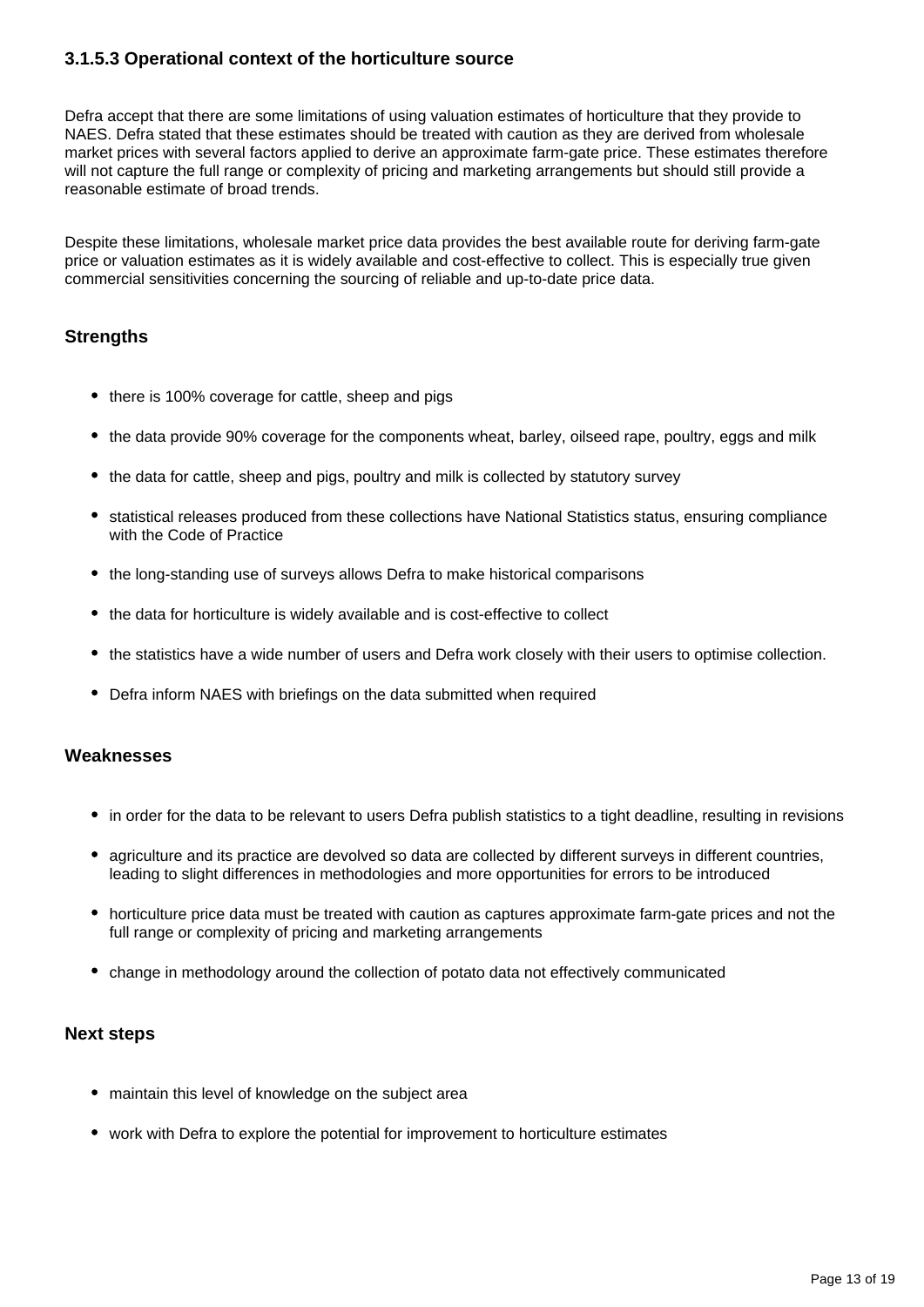#### 3.1.5.3 Operational context of the horticulture source

Defra accept that there are some limitations of using valuation estimates of horticulture that they provide to NAES. Defra stated that these estimates should be treated with caution as they are derived from wholesale market prices with several factors applied to derive an approximate farm-gate price. These estimates therefore will not capture the full range or complexity of pricing and marketing arrangements but should still provide a reasonable estimate of broad trends.

Despite these limitations, wholesale market price data provides the best available route for deriving farm-gate price or valuation estimates as it is widely available and cost-effective to collect. This is especially true given commercial sensitivities concerning the sourcing of reliable and up-to-date price data.

### Strengths

- there is 100% coverage for cattle, sheep and pigs
- the data provide 90% coverage for the components wheat, barley, oilseed rape, poultry, eggs and milk
- the data for cattle, sheep and pigs, poultry and milk is collected by statutory survey
- statistical releases produced from these collections have National Statistics status, ensuring compliance with the Code of Practice
- the long-standing use of surveys allows Defra to make historical comparisons
- the data for horticulture is widely available and is cost-effective to collect
- the statistics have a wide number of users and Defra work closely with their users to optimise collection.
- Defra inform NAES with briefings on the data submitted when required

### Weaknesses

- in order for the data to be relevant to users Defra publish statistics to a tight deadline, resulting in revisions
- agriculture and its practice are devolved so data are collected by different surveys in different countries, leading to slight differences in methodologies and more opportunities for errors to be introduced
- horticulture price data must be treated with caution as captures approximate farm-gate prices and not the full range or complexity of pricing and marketing arrangements
- change in methodology around the collection of potato data not effectively communicated

### Next steps

- maintain this level of knowledge on the subject area
- work with Defra to explore the potential for improvement to horticulture estimates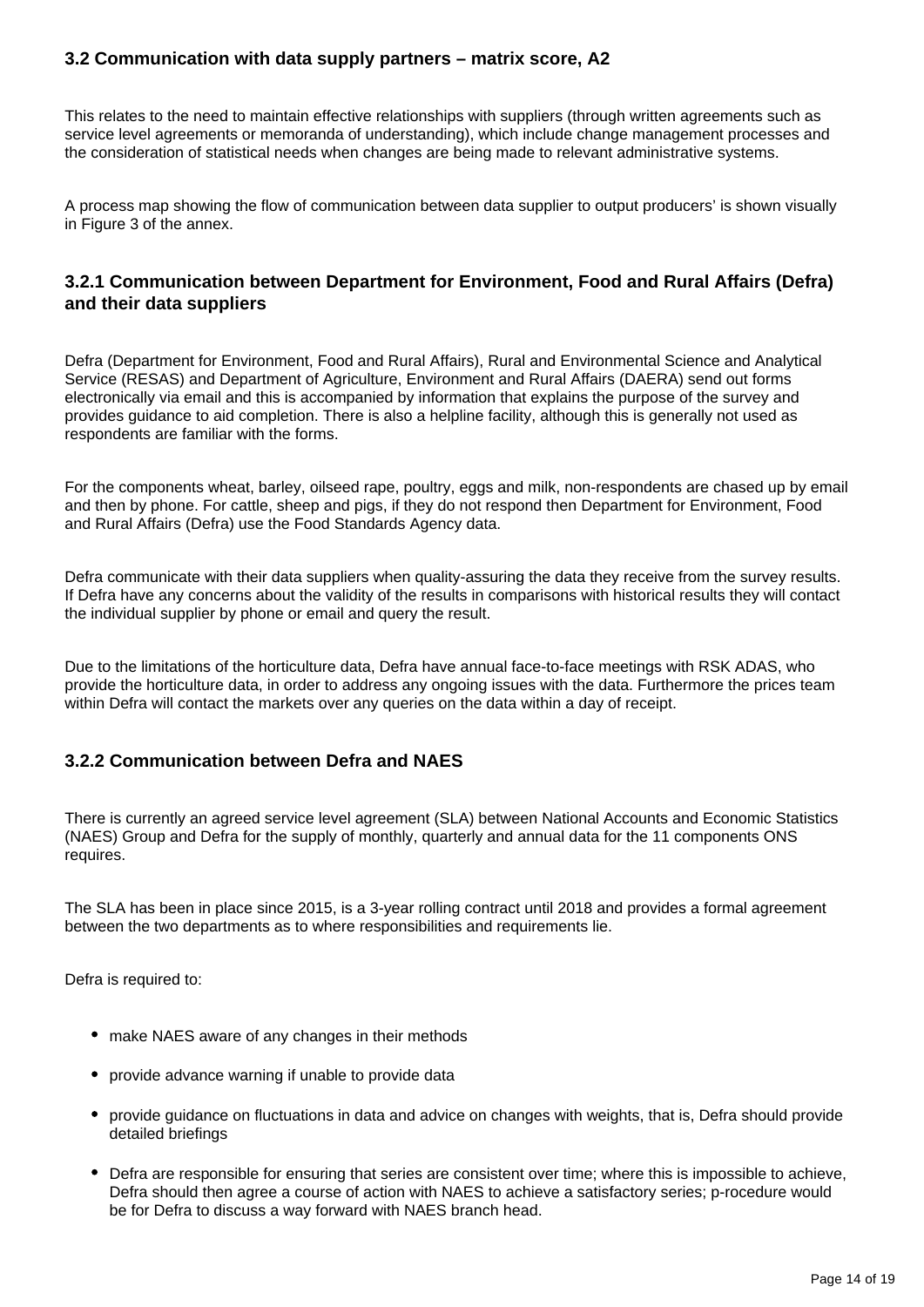### 3.2 Communication with data supply partners – matrix score, A2

This relates to the need to maintain effective relationships with suppliers (through written agreements such as service level agreements or memoranda of understanding), which include change management processes and the consideration of statistical needs when changes are being made to relevant administrative systems.

A process map showing the flow of communication between data supplier to output producers' is shown visually in Figure 3 of the annex.

#### 3.2.1 Communication between Department for Environment, Food and Rural Affairs (Defra) and their data suppliers

Defra (Department for Environment, Food and Rural Affairs), Rural and Environmental Science and Analytical Service (RESAS) and Department of Agriculture, Environment and Rural Affairs (DAERA) send out forms electronically via email and this is accompanied by information that explains the purpose of the survey and provides guidance to aid completion. There is also a helpline facility, although this is generally not used as respondents are familiar with the forms.

For the components wheat, barley, oilseed rape, poultry, eggs and milk, non-respondents are chased up by email and then by phone. For cattle, sheep and pigs, if they do not respond then Department for Environment, Food and Rural Affairs (Defra) use the Food Standards Agency data.

Defra communicate with their data suppliers when quality-assuring the data they receive from the survey results. If Defra have any concerns about the validity of the results in comparisons with historical results they will contact the individual supplier by phone or email and query the result.

Due to the limitations of the horticulture data, Defra have annual face-to-face meetings with RSK ADAS, who provide the horticulture data, in order to address any ongoing issues with the data. Furthermore the prices team within Defra will contact the markets over any queries on the data within a day of receipt.

#### 3.2.2 Communication between Defra and NAES

There is currently an agreed service level agreement (SLA) between National Accounts and Economic Statistics (NAES) Group and Defra for the supply of monthly, quarterly and annual data for the 11 components ONS requires.

The SLA has been in place since 2015, is a 3-year rolling contract until 2018 and provides a formal agreement between the two departments as to where responsibilities and requirements lie.

Defra is required to:

- make NAES aware of any changes in their methods
- provide advance warning if unable to provide data
- provide guidance on fluctuations in data and advice on changes with weights, that is, Defra should provide detailed briefings
- Defra are responsible for ensuring that series are consistent over time; where this is impossible to achieve, Defra should then agree a course of action with NAES to achieve a satisfactory series; p-rocedure would be for Defra to discuss a way forward with NAES branch head.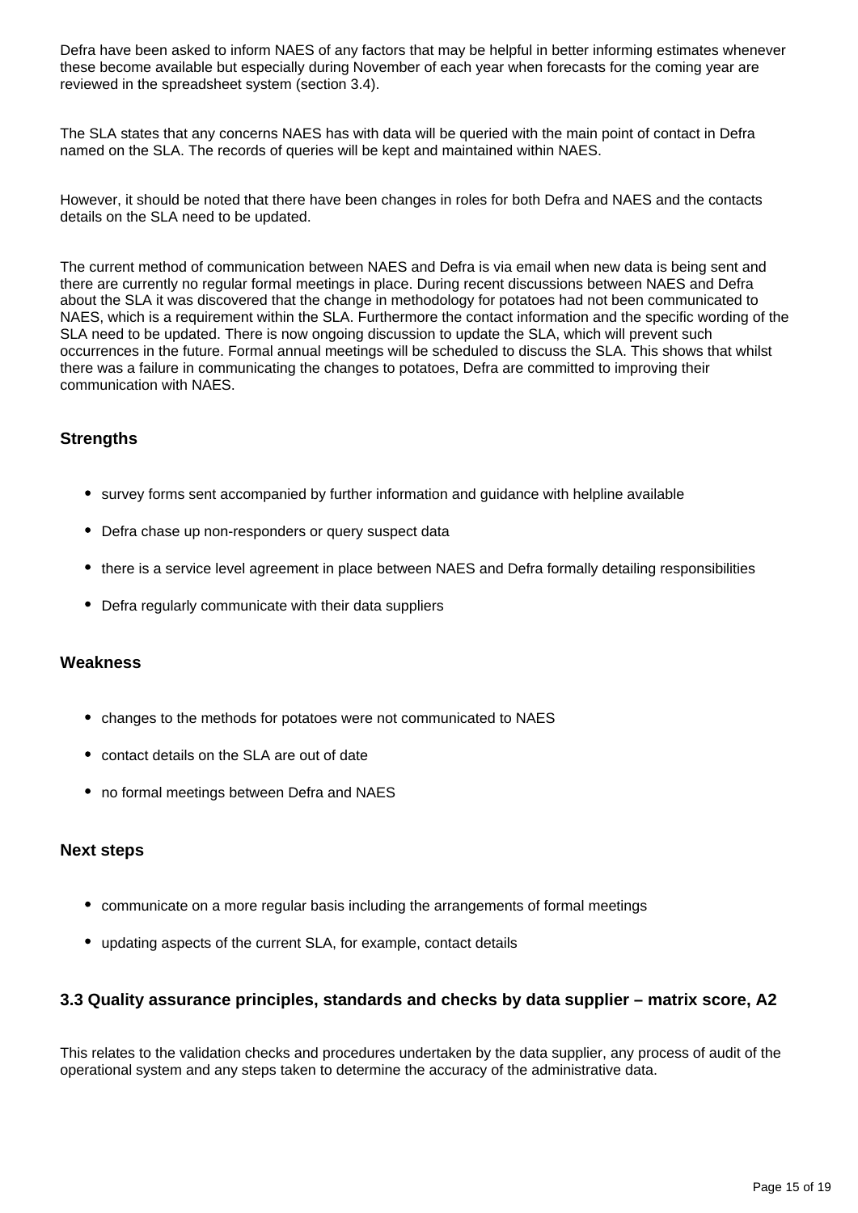Defra have been asked to inform NAES of any factors that may be helpful in better informing estimates whenever these become available but especially during November of each year when forecasts for the coming year are reviewed in the spreadsheet system (section 3.4).

The SLA states that any concerns NAES has with data will be queried with the main point of contact in Defra named on the SLA. The records of queries will be kept and maintained within NAES.

However, it should be noted that there have been changes in roles for both Defra and NAES and the contacts details on the SLA need to be updated.

The current method of communication between NAES and Defra is via email when new data is being sent and there are currently no regular formal meetings in place. During recent discussions between NAES and Defra about the SLA it was discovered that the change in methodology for potatoes had not been communicated to NAES, which is a requirement within the SLA. Furthermore the contact information and the specific wording of the SLA need to be updated. There is now ongoing discussion to update the SLA, which will prevent such occurrences in the future. Formal annual meetings will be scheduled to discuss the SLA. This shows that whilst there was a failure in communicating the changes to potatoes, Defra are committed to improving their communication with NAES.

### Strengths

- survey forms sent accompanied by further information and guidance with helpline available
- Defra chase up non-responders or query suspect data
- there is a service level agreement in place between NAES and Defra formally detailing responsibilities
- Defra regularly communicate with their data suppliers

### Weakness

- changes to the methods for potatoes were not communicated to NAES
- contact details on the SLA are out of date
- no formal meetings between Defra and NAES

### Next steps

- communicate on a more regular basis including the arrangements of formal meetings
- updating aspects of the current SLA, for example, contact details

### 3.3 Quality assurance principles, standards and checks by data supplier – matrix score, A2

This relates to the validation checks and procedures undertaken by the data supplier, any process of audit of the operational system and any steps taken to determine the accuracy of the administrative data.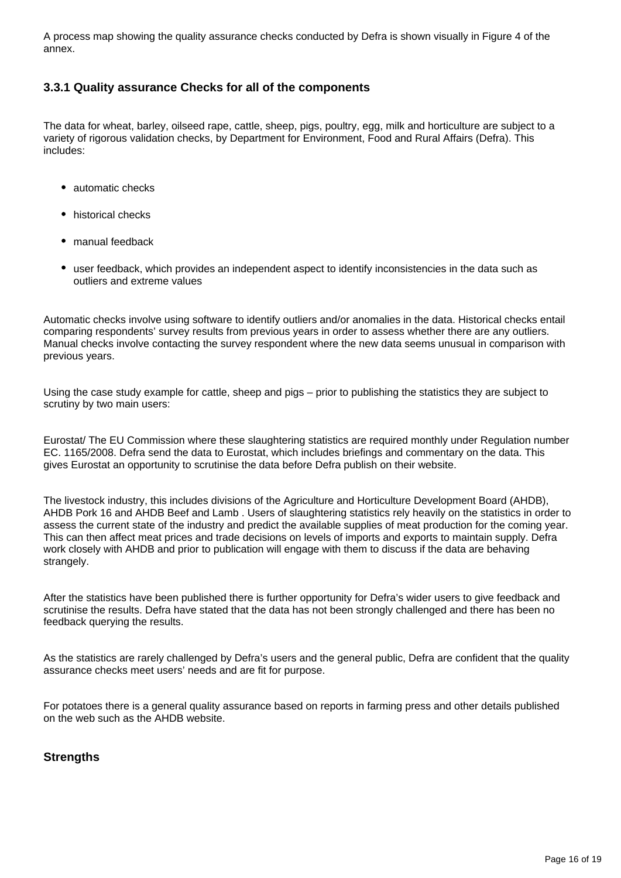A process map showing the quality assurance checks conducted by Defra is shown visually in Figure 4 of the annex.

### 3.3.1 Quality assurance Checks for all of the components

The data for wheat, barley, oilseed rape, cattle, sheep, pigs, poultry, egg, milk and horticulture are subject to a variety of rigorous validation checks, by Department for Environment, Food and Rural Affairs (Defra). This includes:

- automatic checks
- historical checks
- manual feedback
- user feedback, which provides an independent aspect to identify inconsistencies in the data such as outliers and extreme values

Automatic checks involve using software to identify outliers and/or anomalies in the data. Historical checks entail comparing respondents' survey results from previous years in order to assess whether there are any outliers. Manual checks involve contacting the survey respondent where the new data seems unusual in comparison with previous years.

Using the case study example for cattle, sheep and pigs – prior to publishing the statistics they are subject to scrutiny by two main users:

Eurostat/ The EU Commission where these slaughtering statistics are required monthly under Regulation number EC. 1165/2008. Defra send the data to Eurostat, which includes briefings and commentary on the data. This gives Eurostat an opportunity to scrutinise the data before Defra publish on their website.

The livestock industry, this includes divisions of the Agriculture and Horticulture Development Board (AHDB), AHDB Pork 16 and AHDB Beef and Lamb . Users of slaughtering statistics rely heavily on the statistics in order to assess the current state of the industry and predict the available supplies of meat production for the coming year. This can then affect meat prices and trade decisions on levels of imports and exports to maintain supply. Defra work closely with AHDB and prior to publication will engage with them to discuss if the data are behaving strangely.

After the statistics have been published there is further opportunity for Defra's wider users to give feedback and scrutinise the results. Defra have stated that the data has not been strongly challenged and there has been no feedback querying the results.

As the statistics are rarely challenged by Defra's users and the general public, Defra are confident that the quality assurance checks meet users' needs and are fit for purpose.

For potatoes there is a general quality assurance based on reports in farming press and other details published on the web such as the AHDB website.

### Strengths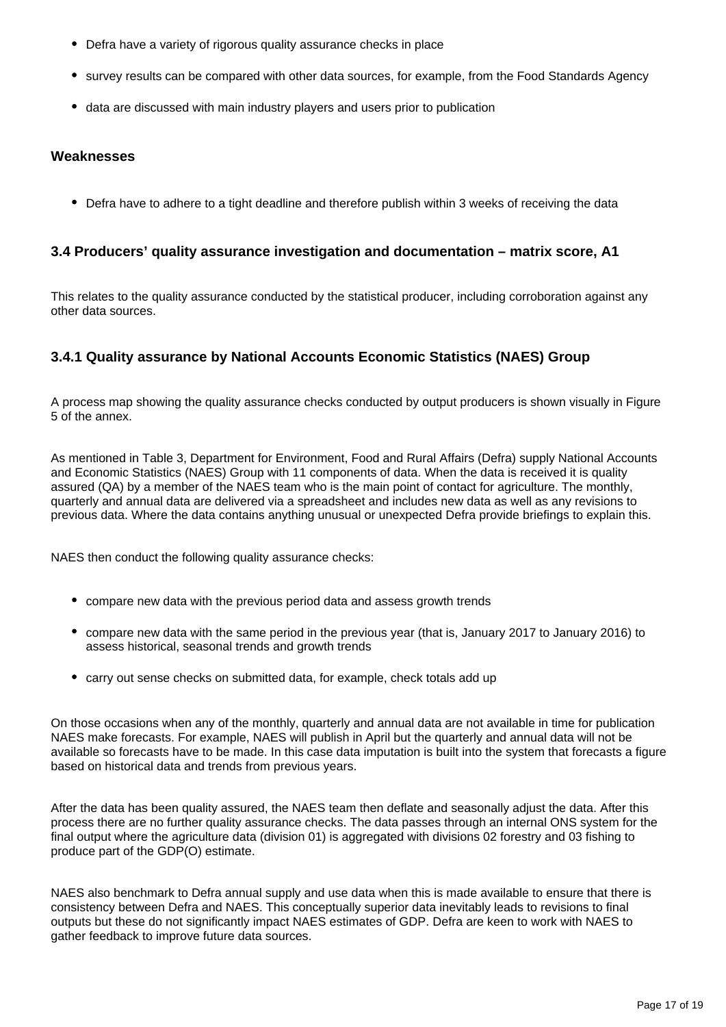- Defra have a variety of rigorous quality assurance checks in place
- survey results can be compared with other data sources, for example, from the Food Standards Agency
- data are discussed with main industry players and users prior to publication

#### Weaknesses

- Defra have to adhere to a tight deadline and therefore publish within 3 weeks of receiving the data

### 3.4 Producers' quality assurance investigation and documentation – matrix score, A1

This relates to the quality assurance conducted by the statistical producer, including corroboration against any other data sources.

### 3.4.1 Quality assurance by National Accounts Economic Statistics (NAES) Group

A process map showing the quality assurance checks conducted by output producers is shown visually in Figure 5 of the annex.

As mentioned in Table 3, Department for Environment, Food and Rural Affairs (Defra) supply National Accounts and Economic Statistics (NAES) Group with 11 components of data. When the data is received it is quality assured (QA) by a member of the NAES team who is the main point of contact for agriculture. The monthly, quarterly and annual data are delivered via a spreadsheet and includes new data as well as any revisions to previous data. Where the data contains anything unusual or unexpected Defra provide briefings to explain this.

NAES then conduct the following quality assurance checks:

- compare new data with the previous period data and assess growth trends
- compare new data with the same period in the previous year (that is, January 2017 to January 2016) to assess historical, seasonal trends and growth trends
- carry out sense checks on submitted data, for example, check totals add up

On those occasions when any of the monthly, quarterly and annual data are not available in time for publication NAES make forecasts. For example, NAES will publish in April but the quarterly and annual data will not be available so forecasts have to be made. In this case data imputation is built into the system that forecasts a figure based on historical data and trends from previous years.

After the data has been quality assured, the NAES team then deflate and seasonally adjust the data. After this process there are no further quality assurance checks. The data passes through an internal ONS system for the final output where the agriculture data (division 01) is aggregated with divisions 02 forestry and 03 fishing to produce part of the GDP(O) estimate.

NAES also benchmark to Defra annual supply and use data when this is made available to ensure that there is consistency between Defra and NAES. This conceptually superior data inevitably leads to revisions to final outputs but these do not significantly impact NAES estimates of GDP. Defra are keen to work with NAES to gather feedback to improve future data sources.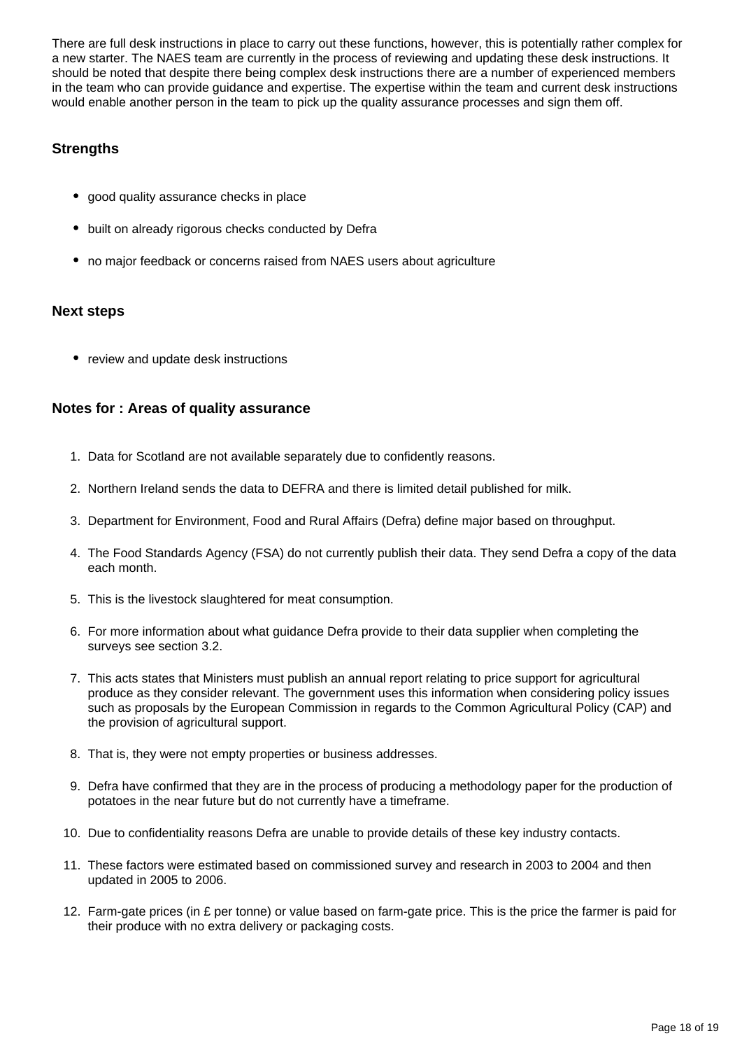There are full desk instructions in place to carry out these functions, however, this is potentially rather complex for a new starter. The NAES team are currently in the process of reviewing and updating these desk instructions. It should be noted that despite there being complex desk instructions there are a number of experienced members in the team who can provide guidance and expertise. The expertise within the team and current desk instructions would enable another person in the team to pick up the quality assurance processes and sign them off.

### Strengths

- good quality assurance checks in place
- built on already rigorous checks conducted by Defra
- no major feedback or concerns raised from NAES users about agriculture

### Next steps

- review and update desk instructions

### Notes for : Areas of quality assurance

1. Data for Scotland are not available separately due to confidently reasons.
2. Northern Ireland sends the data to DEFRA and there is limited detail published for milk.
3. Department for Environment, Food and Rural Affairs (Defra) define major based on throughput.
4. The Food Standards Agency (FSA) do not currently publish their data. They send Defra a copy of the data each month.
5. This is the livestock slaughtered for meat consumption.
6. For more information about what guidance Defra provide to their data supplier when completing the surveys see section 3.2.
7. This acts states that Ministers must publish an annual report relating to price support for agricultural produce as they consider relevant. The government uses this information when considering policy issues such as proposals by the European Commission in regards to the Common Agricultural Policy (CAP) and the provision of agricultural support.
8. That is, they were not empty properties or business addresses.
9. Defra have confirmed that they are in the process of producing a methodology paper for the production of potatoes in the near future but do not currently have a timeframe.
10. Due to confidentiality reasons Defra are unable to provide details of these key industry contacts.
11. These factors were estimated based on commissioned survey and research in 2003 to 2004 and then updated in 2005 to 2006.
12. Farm-gate prices (in £ per tonne) or value based on farm-gate price. This is the price the farmer is paid for their produce with no extra delivery or packaging costs.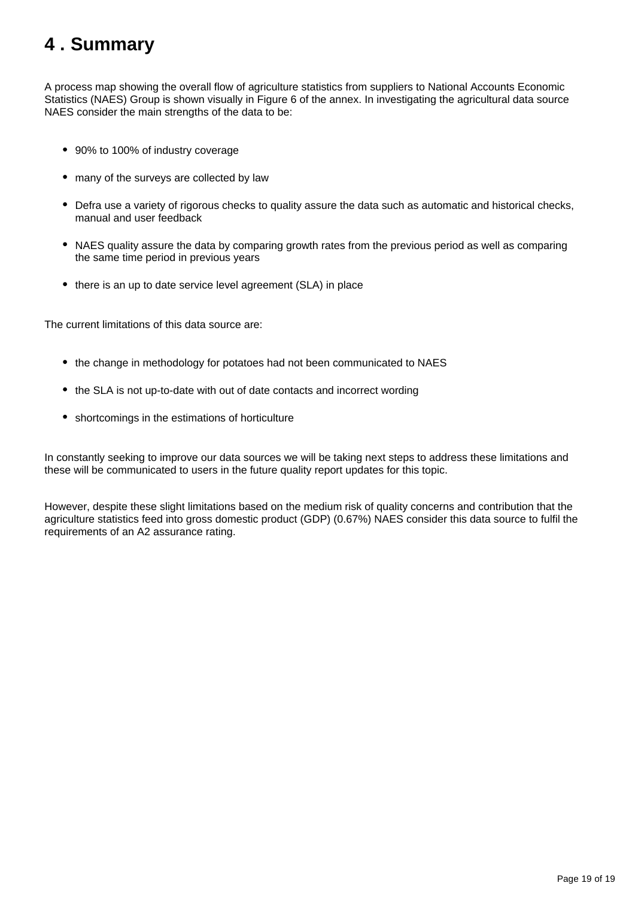# 4 . Summary

A process map showing the overall flow of agriculture statistics from suppliers to National Accounts Economic Statistics (NAES) Group is shown visually in Figure 6 of the annex. In investigating the agricultural data source NAES consider the main strengths of the data to be:

- 90% to 100% of industry coverage
- many of the surveys are collected by law
- Defra use a variety of rigorous checks to quality assure the data such as automatic and historical checks, manual and user feedback
- NAES quality assure the data by comparing growth rates from the previous period as well as comparing the same time period in previous years
- there is an up to date service level agreement (SLA) in place

The current limitations of this data source are:

- the change in methodology for potatoes had not been communicated to NAES
- the SLA is not up-to-date with out of date contacts and incorrect wording
- shortcomings in the estimations of horticulture

In constantly seeking to improve our data sources we will be taking next steps to address these limitations and these will be communicated to users in the future quality report updates for this topic.

However, despite these slight limitations based on the medium risk of quality concerns and contribution that the agriculture statistics feed into gross domestic product (GDP) (0.67%) NAES consider this data source to fulfil the requirements of an A2 assurance rating.